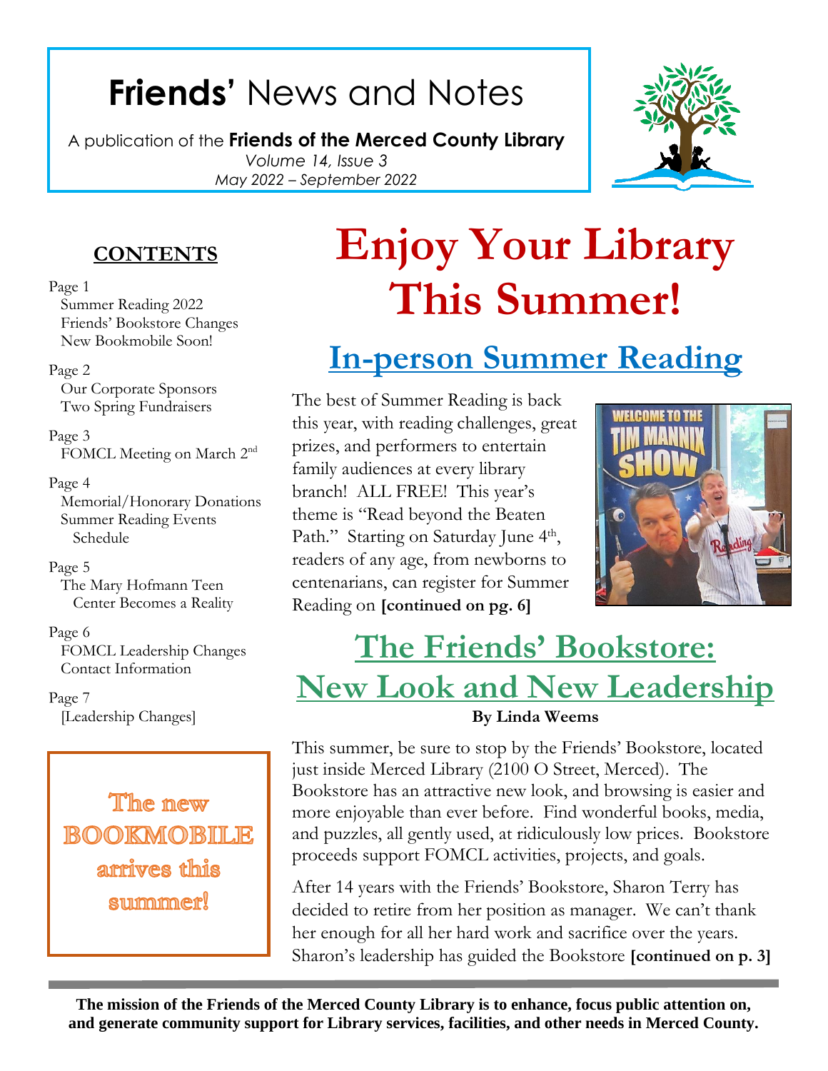# **Friends'** News and Notes

A publication of the **Friends of the Merced County Library**

*Volume 14, Issue 3*

*May 2022 – September 2022*

## CONTENTS

Page 1
- Summer Reading 2022
- Friends' Bookstore Changes
- New Bookmobile Soon!

Page 2
- Our Corporate Sponsors
- Two Spring Fundraisers

Page 3
- FOMCL Meeting on March 2nd

Page 4
- Memorial/Honorary Donations
- Summer Reading Events Schedule

Page 5
- The Mary Hofmann Teen Center Becomes a Reality

Page 6
- FOMCL Leadership Changes
- Contact Information

Page 7
- [Leadership Changes]

**The new BOOKMOBILE arrives this summer!**

# Enjoy Your Library This Summer!

## In-person Summer Reading

The best of Summer Reading is back this year, with reading challenges, great prizes, and performers to entertain family audiences at every library branch! ALL FREE! This year's theme is "Read beyond the Beaten Path." Starting on Saturday June 4th, readers of any age, from newborns to centenarians, can register for Summer Reading on **[continued on pg. 6]**

## The Friends' Bookstore: New Look and New Leadership

**By Linda Weems**

This summer, be sure to stop by the Friends' Bookstore, located just inside Merced Library (2100 O Street, Merced). The Bookstore has an attractive new look, and browsing is easier and more enjoyable than ever before. Find wonderful books, media, and puzzles, all gently used, at ridiculously low prices. Bookstore proceeds support FOMCL activities, projects, and goals.

After 14 years with the Friends' Bookstore, Sharon Terry has decided to retire from her position as manager. We can't thank her enough for all her hard work and sacrifice over the years. Sharon's leadership has guided the Bookstore **[continued on p. 3]**

**The mission of the Friends of the Merced County Library is to enhance, focus public attention on, and generate community support for Library services, facilities, and other needs in Merced County.**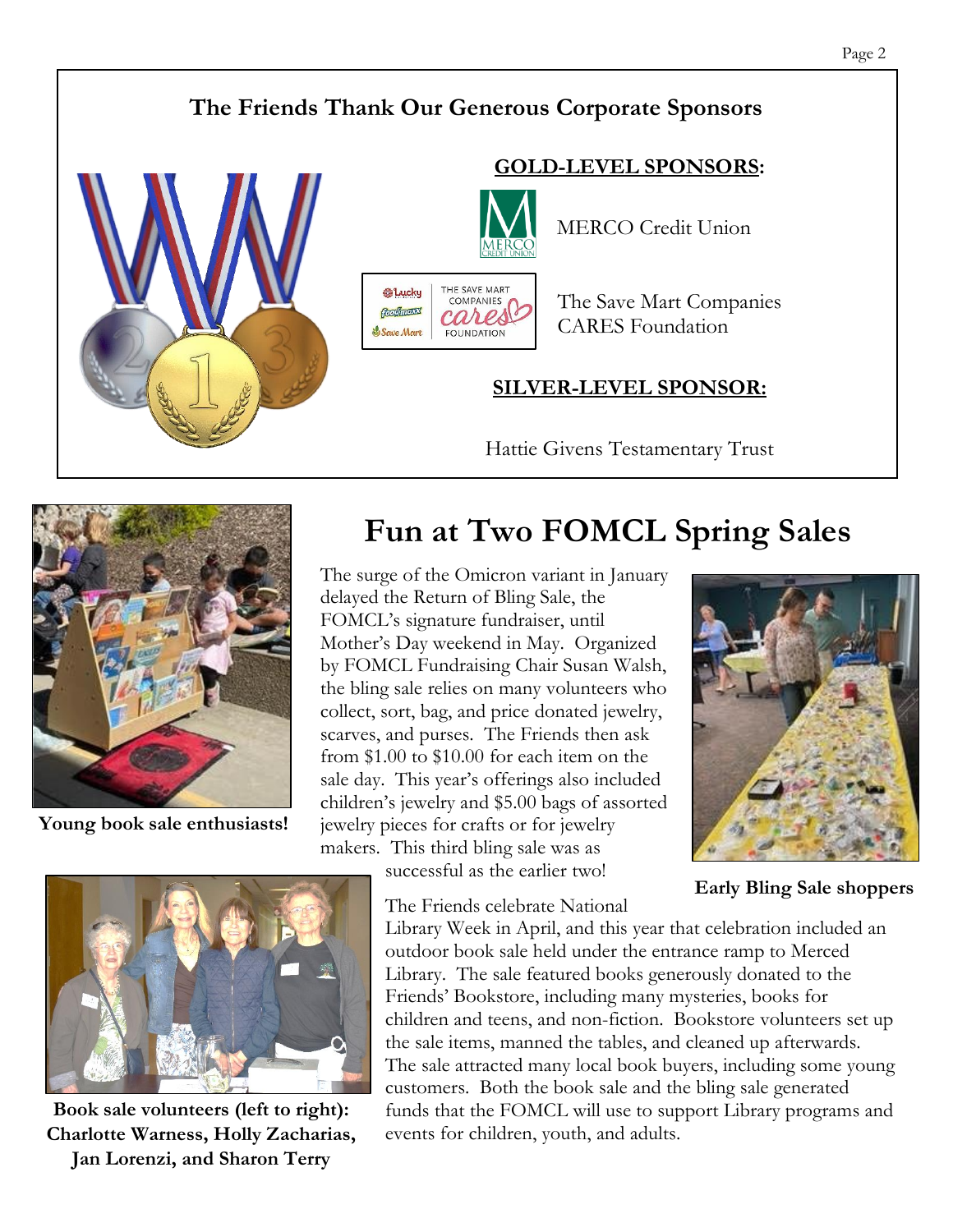## The Friends Thank Our Generous Corporate Sponsors

**GOLD-LEVEL SPONSORS:**

MERCO Credit Union

The Save Mart Companies CARES Foundation

**SILVER-LEVEL SPONSOR:**

Hattie Givens Testamentary Trust

# Fun at Two FOMCL Spring Sales

The surge of the Omicron variant in January delayed the Return of Bling Sale, the FOMCL's signature fundraiser, until Mother's Day weekend in May. Organized by FOMCL Fundraising Chair Susan Walsh, the bling sale relies on many volunteers who collect, sort, bag, and price donated jewelry, scarves, and purses. The Friends then ask from $1.00 to $10.00 for each item on the sale day. This year's offerings also included children's jewelry and $5.00 bags of assorted jewelry pieces for crafts or for jewelry makers. This third bling sale was as successful as the earlier two!

The Friends celebrate National Library Week in April, and this year that celebration included an outdoor book sale held under the entrance ramp to Merced Library. The sale featured books generously donated to the Friends' Bookstore, including many mysteries, books for children and teens, and non-fiction. Bookstore volunteers set up the sale items, manned the tables, and cleaned up afterwards. The sale attracted many local book buyers, including some young customers. Both the book sale and the bling sale generated funds that the FOMCL will use to support Library programs and events for children, youth, and adults.

**Young book sale enthusiasts!**

**Early Bling Sale shoppers**

**Book sale volunteers (left to right): Charlotte Warness, Holly Zacharias, Jan Lorenzi, and Sharon Terry**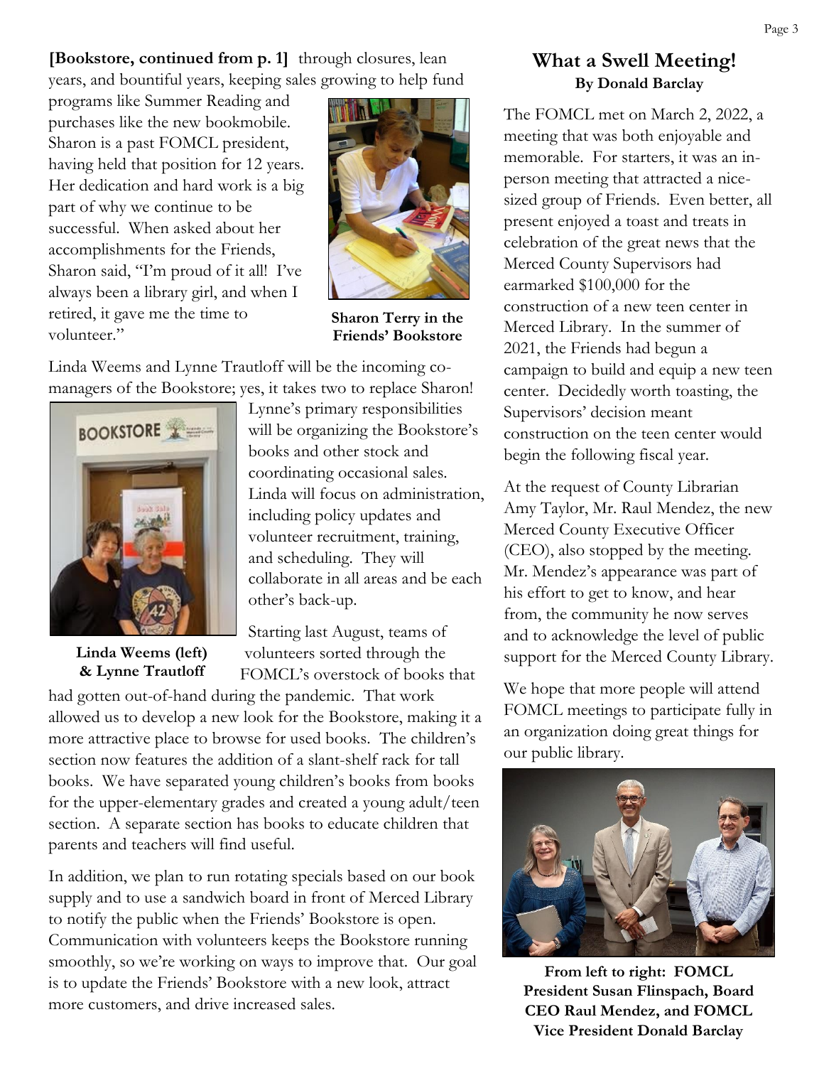**[Bookstore, continued from p. 1]** through closures, lean years, and bountiful years, keeping sales growing to help fund programs like Summer Reading and purchases like the new bookmobile. Sharon is a past FOMCL president, having held that position for 12 years. Her dedication and hard work is a big part of why we continue to be successful. When asked about her accomplishments for the Friends, Sharon said, "I'm proud of it all! I've always been a library girl, and when I retired, it gave me the time to volunteer."

**Sharon Terry in the Friends' Bookstore**

Linda Weems and Lynne Trautloff will be the incoming co-managers of the Bookstore; yes, it takes two to replace Sharon! Lynne's primary responsibilities will be organizing the Bookstore's books and other stock and coordinating occasional sales. Linda will focus on administration, including policy updates and volunteer recruitment, training, and scheduling. They will collaborate in all areas and be each other's back-up.

**Linda Weems (left) & Lynne Trautloff**

Starting last August, teams of volunteers sorted through the FOMCL's overstock of books that had gotten out-of-hand during the pandemic. That work allowed us to develop a new look for the Bookstore, making it a more attractive place to browse for used books. The children's section now features the addition of a slant-shelf rack for tall books. We have separated young children's books from books for the upper-elementary grades and created a young adult/teen section. A separate section has books to educate children that parents and teachers will find useful.

In addition, we plan to run rotating specials based on our book supply and to use a sandwich board in front of Merced Library to notify the public when the Friends' Bookstore is open. Communication with volunteers keeps the Bookstore running smoothly, so we're working on ways to improve that. Our goal is to update the Friends' Bookstore with a new look, attract more customers, and drive increased sales.

## What a Swell Meeting!

**By Donald Barclay**

The FOMCL met on March 2, 2022, a meeting that was both enjoyable and memorable. For starters, it was an in-person meeting that attracted a nice-sized group of Friends. Even better, all present enjoyed a toast and treats in celebration of the great news that the Merced County Supervisors had earmarked $100,000 for the construction of a new teen center in Merced Library. In the summer of 2021, the Friends had begun a campaign to build and equip a new teen center. Decidedly worth toasting, the Supervisors' decision meant construction on the teen center would begin the following fiscal year.

At the request of County Librarian Amy Taylor, Mr. Raul Mendez, the new Merced County Executive Officer (CEO), also stopped by the meeting. Mr. Mendez's appearance was part of his effort to get to know, and hear from, the community he now serves and to acknowledge the level of public support for the Merced County Library.

We hope that more people will attend FOMCL meetings to participate fully in an organization doing great things for our public library.

**From left to right: FOMCL President Susan Flinspach, Board CEO Raul Mendez, and FOMCL Vice President Donald Barclay**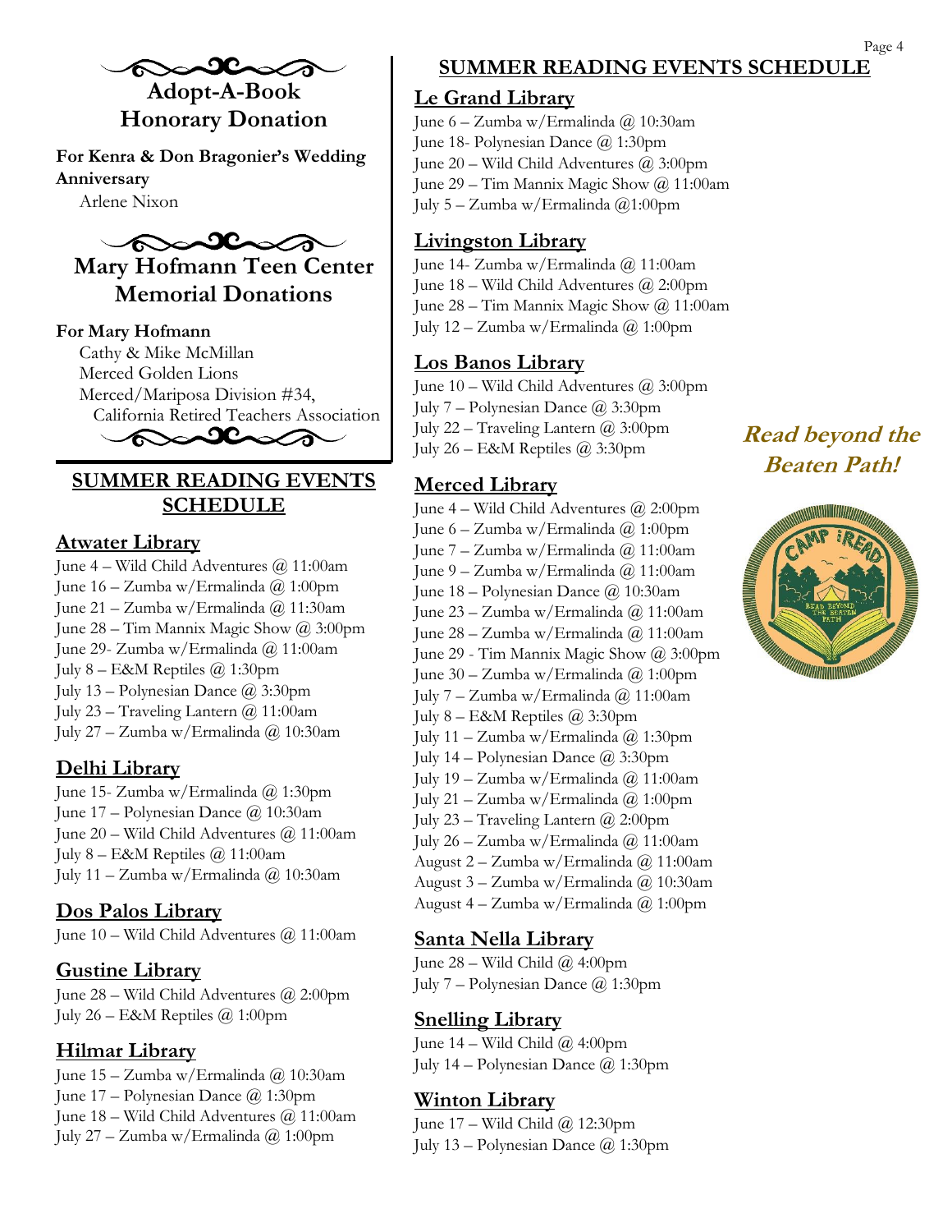## Adopt-A-Book Honorary Donation

**For Kenra & Don Bragonier's Wedding Anniversary**

Arlene Nixon

## Mary Hofmann Teen Center Memorial Donations

**For Mary Hofmann**

Cathy & Mike McMillan
Merced Golden Lions
Merced/Mariposa Division #34, California Retired Teachers Association

## SUMMER READING EVENTS SCHEDULE

### Atwater Library

June 4 – Wild Child Adventures @ 11:00am
June 16 – Zumba w/Ermalinda @ 1:00pm
June 21 – Zumba w/Ermalinda @ 11:30am
June 28 – Tim Mannix Magic Show @ 3:00pm
June 29- Zumba w/Ermalinda @ 11:00am
July 8 – E&M Reptiles @ 1:30pm
July 13 – Polynesian Dance @ 3:30pm
July 23 – Traveling Lantern @ 11:00am
July 27 – Zumba w/Ermalinda @ 10:30am

### Delhi Library

June 15- Zumba w/Ermalinda @ 1:30pm
June 17 – Polynesian Dance @ 10:30am
June 20 – Wild Child Adventures @ 11:00am
July 8 – E&M Reptiles @ 11:00am
July 11 – Zumba w/Ermalinda @ 10:30am

### Dos Palos Library

June 10 – Wild Child Adventures @ 11:00am

### Gustine Library

June 28 – Wild Child Adventures @ 2:00pm
July 26 – E&M Reptiles @ 1:00pm

### Hilmar Library

June 15 – Zumba w/Ermalinda @ 10:30am
June 17 – Polynesian Dance @ 1:30pm
June 18 – Wild Child Adventures @ 11:00am
July 27 – Zumba w/Ermalinda @ 1:00pm

## SUMMER READING EVENTS SCHEDULE

### Le Grand Library

June 6 – Zumba w/Ermalinda @ 10:30am
June 18- Polynesian Dance @ 1:30pm
June 20 – Wild Child Adventures @ 3:00pm
June 29 – Tim Mannix Magic Show @ 11:00am
July 5 – Zumba w/Ermalinda @1:00pm

### Livingston Library

June 14- Zumba w/Ermalinda @ 11:00am
June 18 – Wild Child Adventures @ 2:00pm
June 28 – Tim Mannix Magic Show @ 11:00am
July 12 – Zumba w/Ermalinda @ 1:00pm

### Los Banos Library

June 10 – Wild Child Adventures @ 3:00pm
July 7 – Polynesian Dance @ 3:30pm
July 22 – Traveling Lantern @ 3:00pm
July 26 – E&M Reptiles @ 3:30pm

### Merced Library

June 4 – Wild Child Adventures @ 2:00pm
June 6 – Zumba w/Ermalinda @ 1:00pm
June 7 – Zumba w/Ermalinda @ 11:00am
June 9 – Zumba w/Ermalinda @ 11:00am
June 18 – Polynesian Dance @ 10:30am
June 23 – Zumba w/Ermalinda @ 11:00am
June 28 – Zumba w/Ermalinda @ 11:00am
June 29 - Tim Mannix Magic Show @ 3:00pm
June 30 – Zumba w/Ermalinda @ 1:00pm
July 7 – Zumba w/Ermalinda @ 11:00am
July 8 – E&M Reptiles @ 3:30pm
July 11 – Zumba w/Ermalinda @ 1:30pm
July 14 – Polynesian Dance @ 3:30pm
July 19 – Zumba w/Ermalinda @ 11:00am
July 21 – Zumba w/Ermalinda @ 1:00pm
July 23 – Traveling Lantern @ 2:00pm
July 26 – Zumba w/Ermalinda @ 11:00am
August 2 – Zumba w/Ermalinda @ 11:00am
August 3 – Zumba w/Ermalinda @ 10:30am
August 4 – Zumba w/Ermalinda @ 1:00pm

### Santa Nella Library

June 28 – Wild Child @ 4:00pm
July 7 – Polynesian Dance @ 1:30pm

### Snelling Library

June 14 – Wild Child @ 4:00pm
July 14 – Polynesian Dance @ 1:30pm

### Winton Library

June 17 – Wild Child @ 12:30pm
July 13 – Polynesian Dance @ 1:30pm

***Read beyond the Beaten Path!***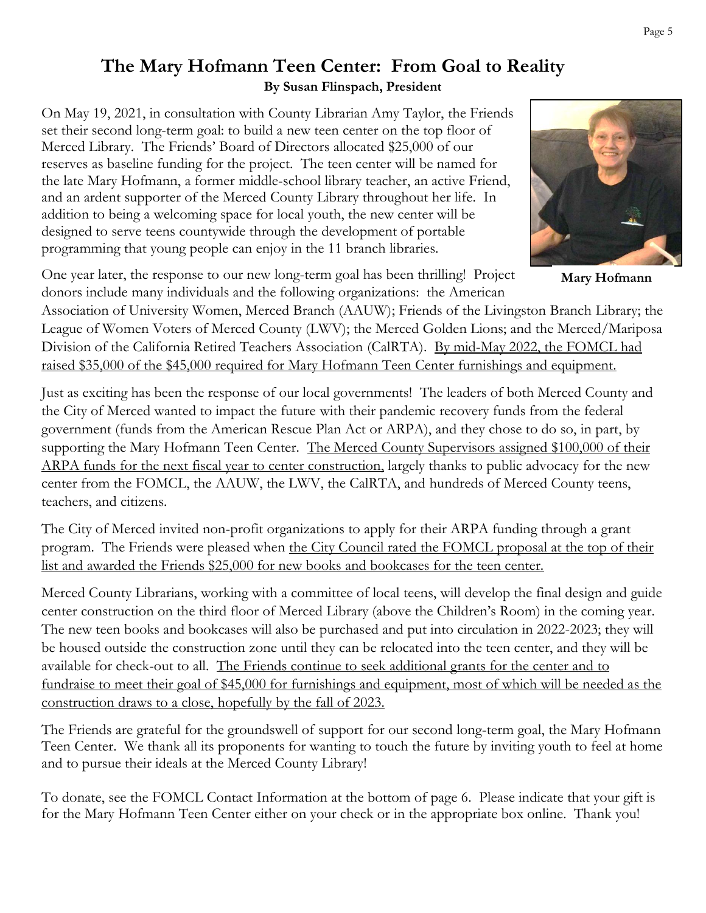# The Mary Hofmann Teen Center: From Goal to Reality

**By Susan Flinspach, President**

On May 19, 2021, in consultation with County Librarian Amy Taylor, the Friends set their second long-term goal: to build a new teen center on the top floor of Merced Library. The Friends' Board of Directors allocated $25,000 of our reserves as baseline funding for the project. The teen center will be named for the late Mary Hofmann, a former middle-school library teacher, an active Friend, and an ardent supporter of the Merced County Library throughout her life. In addition to being a welcoming space for local youth, the new center will be designed to serve teens countywide through the development of portable programming that young people can enjoy in the 11 branch libraries.

**Mary Hofmann**

One year later, the response to our new long-term goal has been thrilling! Project donors include many individuals and the following organizations: the American Association of University Women, Merced Branch (AAUW); Friends of the Livingston Branch Library; the League of Women Voters of Merced County (LWV); the Merced Golden Lions; and the Merced/Mariposa Division of the California Retired Teachers Association (CalRTA). By mid-May 2022, the FOMCL had raised $35,000 of the $45,000 required for Mary Hofmann Teen Center furnishings and equipment.

Just as exciting has been the response of our local governments! The leaders of both Merced County and the City of Merced wanted to impact the future with their pandemic recovery funds from the federal government (funds from the American Rescue Plan Act or ARPA), and they chose to do so, in part, by supporting the Mary Hofmann Teen Center. The Merced County Supervisors assigned $100,000 of their ARPA funds for the next fiscal year to center construction, largely thanks to public advocacy for the new center from the FOMCL, the AAUW, the LWV, the CalRTA, and hundreds of Merced County teens, teachers, and citizens.

The City of Merced invited non-profit organizations to apply for their ARPA funding through a grant program. The Friends were pleased when the City Council rated the FOMCL proposal at the top of their list and awarded the Friends $25,000 for new books and bookcases for the teen center.

Merced County Librarians, working with a committee of local teens, will develop the final design and guide center construction on the third floor of Merced Library (above the Children's Room) in the coming year. The new teen books and bookcases will also be purchased and put into circulation in 2022-2023; they will be housed outside the construction zone until they can be relocated into the teen center, and they will be available for check-out to all. The Friends continue to seek additional grants for the center and to fundraise to meet their goal of $45,000 for furnishings and equipment, most of which will be needed as the construction draws to a close, hopefully by the fall of 2023.

The Friends are grateful for the groundswell of support for our second long-term goal, the Mary Hofmann Teen Center. We thank all its proponents for wanting to touch the future by inviting youth to feel at home and to pursue their ideals at the Merced County Library!

To donate, see the FOMCL Contact Information at the bottom of page 6. Please indicate that your gift is for the Mary Hofmann Teen Center either on your check or in the appropriate box online. Thank you!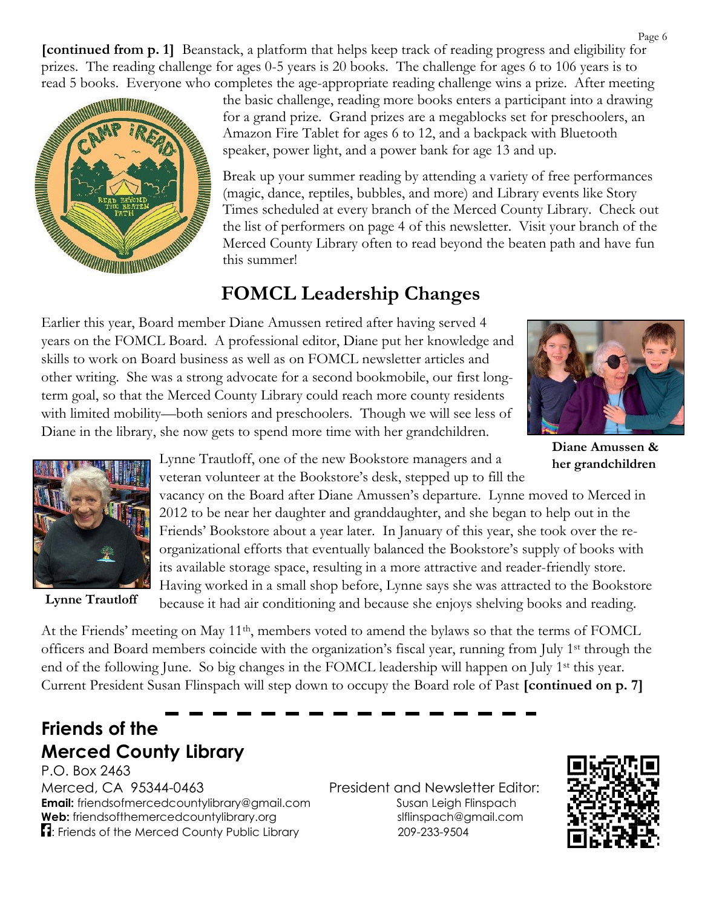**[continued from p. 1]** Beanstack, a platform that helps keep track of reading progress and eligibility for prizes. The reading challenge for ages 0-5 years is 20 books. The challenge for ages 6 to 106 years is to read 5 books. Everyone who completes the age-appropriate reading challenge wins a prize. After meeting the basic challenge, reading more books enters a participant into a drawing for a grand prize. Grand prizes are a megablocks set for preschoolers, an Amazon Fire Tablet for ages 6 to 12, and a backpack with Bluetooth speaker, power light, and a power bank for age 13 and up.

Break up your summer reading by attending a variety of free performances (magic, dance, reptiles, bubbles, and more) and Library events like Story Times scheduled at every branch of the Merced County Library. Check out the list of performers on page 4 of this newsletter. Visit your branch of the Merced County Library often to read beyond the beaten path and have fun this summer!

## FOMCL Leadership Changes

Earlier this year, Board member Diane Amussen retired after having served 4 years on the FOMCL Board. A professional editor, Diane put her knowledge and skills to work on Board business as well as on FOMCL newsletter articles and other writing. She was a strong advocate for a second bookmobile, our first long-term goal, so that the Merced County Library could reach more county residents with limited mobility—both seniors and preschoolers. Though we will see less of Diane in the library, she now gets to spend more time with her grandchildren.

**Diane Amussen & her grandchildren**

Lynne Trautloff, one of the new Bookstore managers and a veteran volunteer at the Bookstore's desk, stepped up to fill the vacancy on the Board after Diane Amussen's departure. Lynne moved to Merced in 2012 to be near her daughter and granddaughter, and she began to help out in the Friends' Bookstore about a year later. In January of this year, she took over the re-organizational efforts that eventually balanced the Bookstore's supply of books with its available storage space, resulting in a more attractive and reader-friendly store. Having worked in a small shop before, Lynne says she was attracted to the Bookstore because it had air conditioning and because she enjoys shelving books and reading.

**Lynne Trautloff**

At the Friends' meeting on May 11th, members voted to amend the bylaws so that the terms of FOMCL officers and Board members coincide with the organization's fiscal year, running from July 1st through the end of the following June. So big changes in the FOMCL leadership will happen on July 1st this year. Current President Susan Flinspach will step down to occupy the Board role of Past **[continued on p. 7]**

## Friends of the Merced County Library

P.O. Box 2463
Merced, CA 95344-0463
**Email:** friendsofmercedcountylibrary@gmail.com
**Web:** friendsofthemercedcountylibrary.org
Facebook: Friends of the Merced County Public Library

President and Newsletter Editor:
Susan Leigh Flinspach
slflinspach@gmail.com
209-233-9504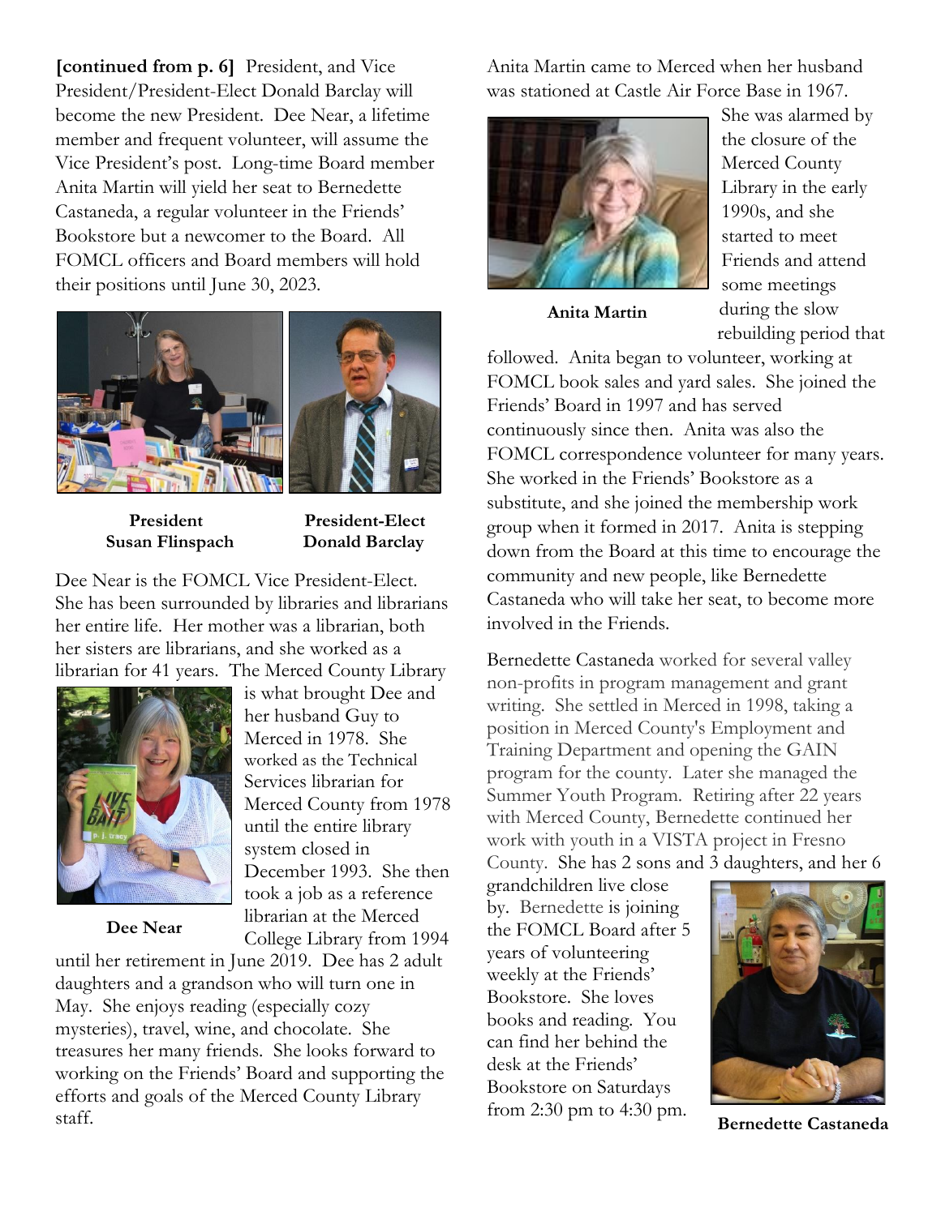**[continued from p. 6]** President, and Vice President/President-Elect Donald Barclay will become the new President. Dee Near, a lifetime member and frequent volunteer, will assume the Vice President's post. Long-time Board member Anita Martin will yield her seat to Bernedette Castaneda, a regular volunteer in the Friends' Bookstore but a newcomer to the Board. All FOMCL officers and Board members will hold their positions until June 30, 2023.

**President Susan Flinspach**

**President-Elect Donald Barclay**

Dee Near is the FOMCL Vice President-Elect. She has been surrounded by libraries and librarians her entire life. Her mother was a librarian, both her sisters are librarians, and she worked as a librarian for 41 years. The Merced County Library is what brought Dee and her husband Guy to Merced in 1978. She worked as the Technical Services librarian for Merced County from 1978 until the entire library system closed in December 1993. She then took a job as a reference librarian at the Merced College Library from 1994 until her retirement in June 2019. Dee has 2 adult daughters and a grandson who will turn one in May. She enjoys reading (especially cozy mysteries), travel, wine, and chocolate. She treasures her many friends. She looks forward to working on the Friends' Board and supporting the efforts and goals of the Merced County Library staff.

**Dee Near**

Anita Martin came to Merced when her husband was stationed at Castle Air Force Base in 1967. She was alarmed by the closure of the Merced County Library in the early 1990s, and she started to meet Friends and attend some meetings during the slow rebuilding period that followed. Anita began to volunteer, working at FOMCL book sales and yard sales. She joined the Friends' Board in 1997 and has served continuously since then. Anita was also the FOMCL correspondence volunteer for many years. She worked in the Friends' Bookstore as a substitute, and she joined the membership work group when it formed in 2017. Anita is stepping down from the Board at this time to encourage the community and new people, like Bernedette Castaneda who will take her seat, to become more involved in the Friends.

**Anita Martin**

Bernedette Castaneda worked for several valley non-profits in program management and grant writing. She settled in Merced in 1998, taking a position in Merced County's Employment and Training Department and opening the GAIN program for the county. Later she managed the Summer Youth Program. Retiring after 22 years with Merced County, Bernedette continued her work with youth in a VISTA project in Fresno County. She has 2 sons and 3 daughters, and her 6 grandchildren live close by. Bernedette is joining the FOMCL Board after 5 years of volunteering weekly at the Friends' Bookstore. She loves books and reading. You can find her behind the desk at the Friends' Bookstore on Saturdays from 2:30 pm to 4:30 pm.

**Bernedette Castaneda**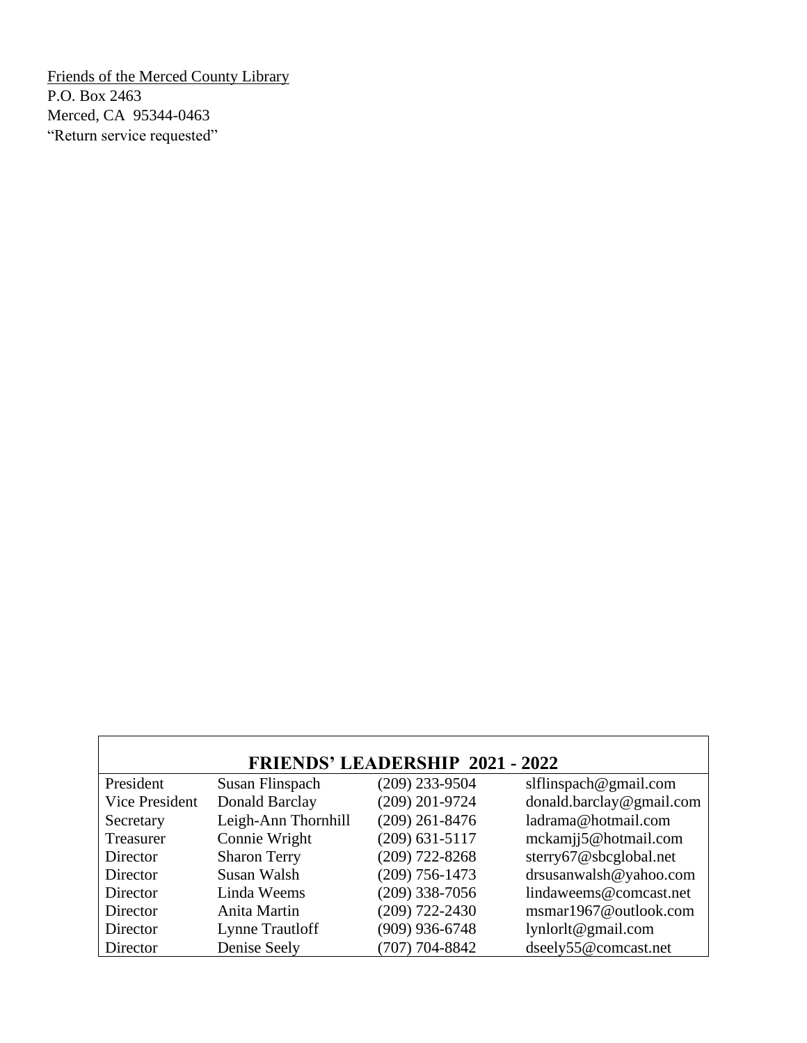<u>Friends of the Merced County Library</u>
P.O. Box 2463
Merced, CA 95344-0463
"Return service requested"

**FRIENDS' LEADERSHIP 2021 - 2022**

| | | | |
|---|---|---|---|
| President | Susan Flinspach | (209) 233-9504 | slflinspach@gmail.com |
| Vice President | Donald Barclay | (209) 201-9724 | donald.barclay@gmail.com |
| Secretary | Leigh-Ann Thornhill | (209) 261-8476 | ladrama@hotmail.com |
| Treasurer | Connie Wright | (209) 631-5117 | mckamjj5@hotmail.com |
| Director | Sharon Terry | (209) 722-8268 | sterry67@sbcglobal.net |
| Director | Susan Walsh | (209) 756-1473 | drsusanwalsh@yahoo.com |
| Director | Linda Weems | (209) 338-7056 | lindaweems@comcast.net |
| Director | Anita Martin | (209) 722-2430 | msmar1967@outlook.com |
| Director | Lynne Trautloff | (909) 936-6748 | lynlorlt@gmail.com |
| Director | Denise Seely | (707) 704-8842 | dseely55@comcast.net |